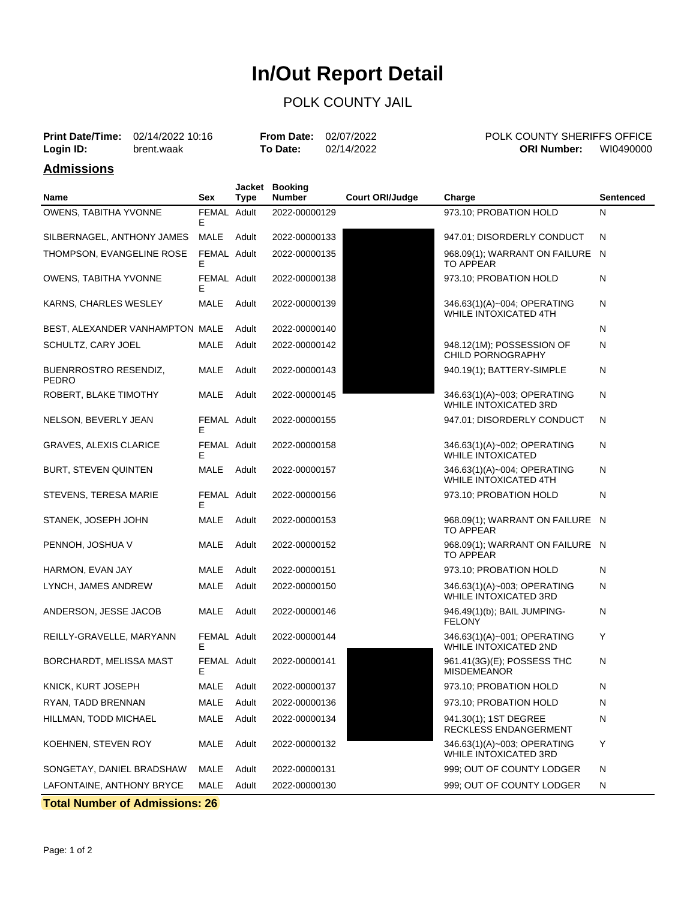# In/Out Report Detail

## POLK COUNTY JAIL

**Print Date/Time:** 02/14/2022 10:16
**Login ID:** brent.waak

**From Date:** 02/07/2022
**To Date:** 02/14/2022

POLK COUNTY SHERIFFS OFFICE
**ORI Number:** WI0490000

## Admissions

| Name | Sex | Jacket Type | Booking Number | Court ORI/Judge | Charge | Sentenced |
|---|---|---|---|---|---|---|
| OWENS, TABITHA YVONNE | FEMALE | Adult | 2022-00000129 | | 973.10; PROBATION HOLD | N |
| SILBERNAGEL, ANTHONY JAMES | MALE | Adult | 2022-00000133 | | 947.01; DISORDERLY CONDUCT | N |
| THOMPSON, EVANGELINE ROSE | FEMALE | Adult | 2022-00000135 | | 968.09(1); WARRANT ON FAILURE TO APPEAR | N |
| OWENS, TABITHA YVONNE | FEMALE | Adult | 2022-00000138 | | 973.10; PROBATION HOLD | N |
| KARNS, CHARLES WESLEY | MALE | Adult | 2022-00000139 | | 346.63(1)(A)~004; OPERATING WHILE INTOXICATED 4TH | N |
| BEST, ALEXANDER VANHAMPTON | MALE | Adult | 2022-00000140 | | | N |
| SCHULTZ, CARY JOEL | MALE | Adult | 2022-00000142 | | 948.12(1M); POSSESSION OF CHILD PORNOGRAPHY | N |
| BUENRROSTRO RESENDIZ, PEDRO | MALE | Adult | 2022-00000143 | | 940.19(1); BATTERY-SIMPLE | N |
| ROBERT, BLAKE TIMOTHY | MALE | Adult | 2022-00000145 | | 346.63(1)(A)~003; OPERATING WHILE INTOXICATED 3RD | N |
| NELSON, BEVERLY JEAN | FEMALE | Adult | 2022-00000155 | | 947.01; DISORDERLY CONDUCT | N |
| GRAVES, ALEXIS CLARICE | FEMALE | Adult | 2022-00000158 | | 346.63(1)(A)~002; OPERATING WHILE INTOXICATED | N |
| BURT, STEVEN QUINTEN | MALE | Adult | 2022-00000157 | | 346.63(1)(A)~004; OPERATING WHILE INTOXICATED 4TH | N |
| STEVENS, TERESA MARIE | FEMALE | Adult | 2022-00000156 | | 973.10; PROBATION HOLD | N |
| STANEK, JOSEPH JOHN | MALE | Adult | 2022-00000153 | | 968.09(1); WARRANT ON FAILURE TO APPEAR | N |
| PENNOH, JOSHUA V | MALE | Adult | 2022-00000152 | | 968.09(1); WARRANT ON FAILURE TO APPEAR | N |
| HARMON, EVAN JAY | MALE | Adult | 2022-00000151 | | 973.10; PROBATION HOLD | N |
| LYNCH, JAMES ANDREW | MALE | Adult | 2022-00000150 | | 346.63(1)(A)~003; OPERATING WHILE INTOXICATED 3RD | N |
| ANDERSON, JESSE JACOB | MALE | Adult | 2022-00000146 | | 946.49(1)(b); BAIL JUMPING-FELONY | N |
| REILLY-GRAVELLE, MARYANN | FEMALE | Adult | 2022-00000144 | | 346.63(1)(A)~001; OPERATING WHILE INTOXICATED 2ND | Y |
| BORCHARDT, MELISSA MAST | FEMALE | Adult | 2022-00000141 | | 961.41(3G)(E); POSSESS THC MISDEMEANOR | N |
| KNICK, KURT JOSEPH | MALE | Adult | 2022-00000137 | | 973.10; PROBATION HOLD | N |
| RYAN, TADD BRENNAN | MALE | Adult | 2022-00000136 | | 973.10; PROBATION HOLD | N |
| HILLMAN, TODD MICHAEL | MALE | Adult | 2022-00000134 | | 941.30(1); 1ST DEGREE RECKLESS ENDANGERMENT | N |
| KOEHNEN, STEVEN ROY | MALE | Adult | 2022-00000132 | | 346.63(1)(A)~003; OPERATING WHILE INTOXICATED 3RD | Y |
| SONGETAY, DANIEL BRADSHAW | MALE | Adult | 2022-00000131 | | 999; OUT OF COUNTY LODGER | N |
| LAFONTAINE, ANTHONY BRYCE | MALE | Adult | 2022-00000130 | | 999; OUT OF COUNTY LODGER | N |

**Total Number of Admissions: 26**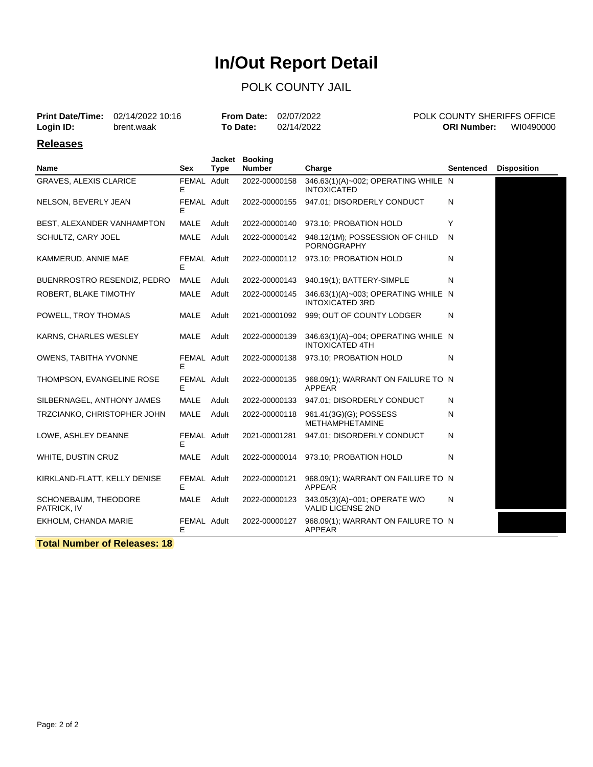# In/Out Report Detail

POLK COUNTY JAIL

**Print Date/Time:** 02/14/2022 10:16 **From Date:** 02/07/2022 POLK COUNTY SHERIFFS OFFICE
**Login ID:** brent.waak **To Date:** 02/14/2022 **ORI Number:** WI0490000

## Releases

| Name | Sex | Jacket Type | Booking Number | Charge | Sentenced | Disposition |
|---|---|---|---|---|---|---|
| GRAVES, ALEXIS CLARICE | FEMALE | Adult | 2022-00000158 | 346.63(1)(A)~002; OPERATING WHILE INTOXICATED | N | |
| NELSON, BEVERLY JEAN | FEMALE | Adult | 2022-00000155 | 947.01; DISORDERLY CONDUCT | N | |
| BEST, ALEXANDER VANHAMPTON | MALE | Adult | 2022-00000140 | 973.10; PROBATION HOLD | Y | |
| SCHULTZ, CARY JOEL | MALE | Adult | 2022-00000142 | 948.12(1M); POSSESSION OF CHILD PORNOGRAPHY | N | |
| KAMMERUD, ANNIE MAE | FEMALE | Adult | 2022-00000112 | 973.10; PROBATION HOLD | N | |
| BUENRROSTRO RESENDIZ, PEDRO | MALE | Adult | 2022-00000143 | 940.19(1); BATTERY-SIMPLE | N | |
| ROBERT, BLAKE TIMOTHY | MALE | Adult | 2022-00000145 | 346.63(1)(A)~003; OPERATING WHILE INTOXICATED 3RD | N | |
| POWELL, TROY THOMAS | MALE | Adult | 2021-00001092 | 999; OUT OF COUNTY LODGER | N | |
| KARNS, CHARLES WESLEY | MALE | Adult | 2022-00000139 | 346.63(1)(A)~004; OPERATING WHILE INTOXICATED 4TH | N | |
| OWENS, TABITHA YVONNE | FEMALE | Adult | 2022-00000138 | 973.10; PROBATION HOLD | N | |
| THOMPSON, EVANGELINE ROSE | FEMALE | Adult | 2022-00000135 | 968.09(1); WARRANT ON FAILURE TO APPEAR | N | |
| SILBERNAGEL, ANTHONY JAMES | MALE | Adult | 2022-00000133 | 947.01; DISORDERLY CONDUCT | N | |
| TRZCIANKO, CHRISTOPHER JOHN | MALE | Adult | 2022-00000118 | 961.41(3G)(G); POSSESS METHAMPHETAMINE | N | |
| LOWE, ASHLEY DEANNE | FEMALE | Adult | 2021-00001281 | 947.01; DISORDERLY CONDUCT | N | |
| WHITE, DUSTIN CRUZ | MALE | Adult | 2022-00000014 | 973.10; PROBATION HOLD | N | |
| KIRKLAND-FLATT, KELLY DENISE | FEMALE | Adult | 2022-00000121 | 968.09(1); WARRANT ON FAILURE TO APPEAR | N | |
| SCHONEBAUM, THEODORE PATRICK, IV | MALE | Adult | 2022-00000123 | 343.05(3)(A)~001; OPERATE W/O VALID LICENSE 2ND | N | |
| EKHOLM, CHANDA MARIE | FEMALE | Adult | 2022-00000127 | 968.09(1); WARRANT ON FAILURE TO APPEAR | N | |

**Total Number of Releases: 18**